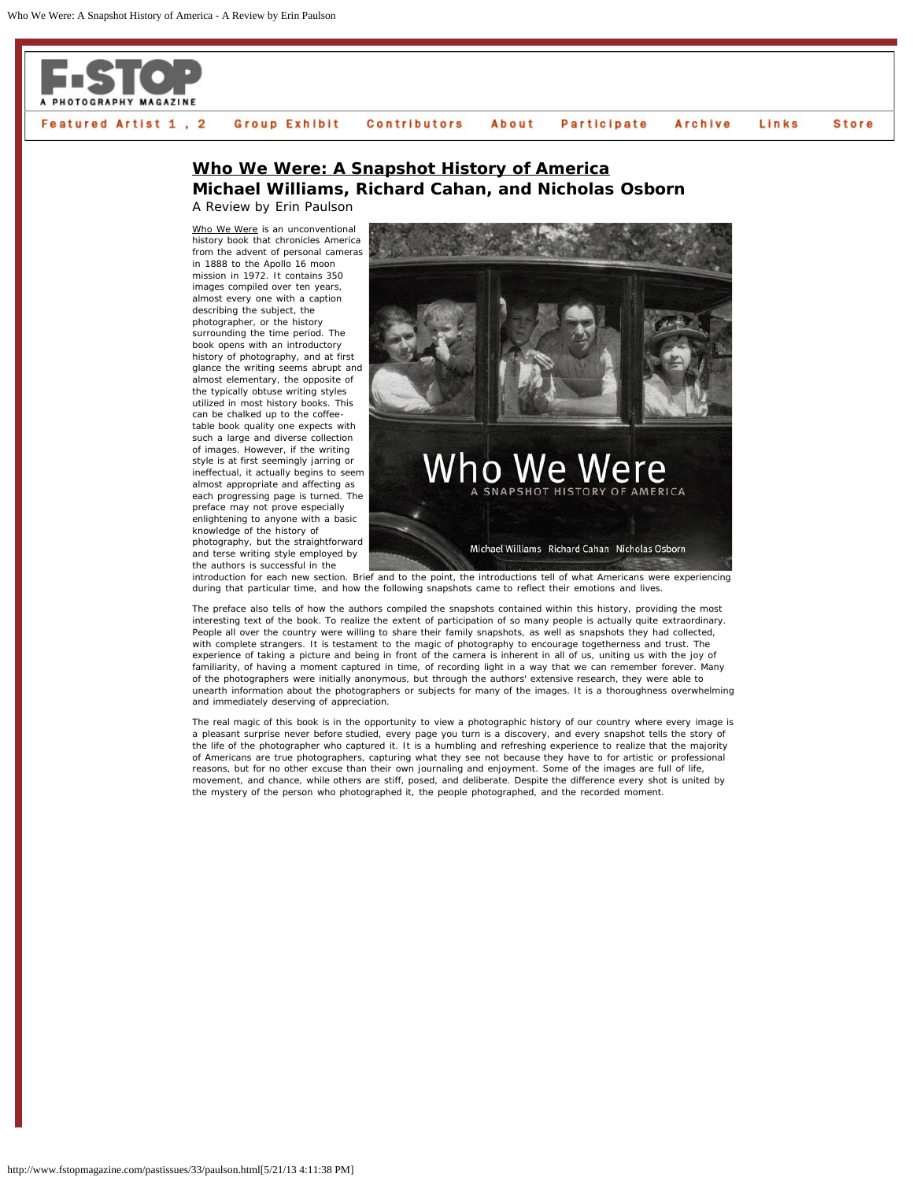# Who We Were: A Snapshot History of America

## Michael Williams, Richard Cahan, and Nicholas Osborn

A Review by Erin Paulson

Who We Were is an unconventional history book that chronicles America from the advent of personal cameras in 1888 to the Apollo 16 moon mission in 1972. It contains 350 images compiled over ten years, almost every one with a caption describing the subject, the photographer, or the history surrounding the time period. The book opens with an introductory history of photography, and at first glance the writing seems abrupt and almost elementary, the opposite of the typically obtuse writing styles utilized in most history books. This can be chalked up to the coffee-table book quality one expects with such a large and diverse collection of images. However, if the writing style is at first seemingly jarring or ineffectual, it actually begins to seem almost appropriate and affecting as each progressing page is turned. The preface may not prove especially enlightening to anyone with a basic knowledge of the history of photography, but the straightforward and terse writing style employed by the authors is successful in the introduction for each new section. Brief and to the point, the introductions tell of what Americans were experiencing during that particular time, and how the following snapshots came to reflect their emotions and lives.

The preface also tells of how the authors compiled the snapshots contained within this history, providing the most interesting text of the book. To realize the extent of participation of so many people is actually quite extraordinary. People all over the country were willing to share their family snapshots, as well as snapshots they had collected, with complete strangers. It is testament to the magic of photography to encourage togetherness and trust. The experience of taking a picture and being in front of the camera is inherent in all of us, uniting us with the joy of familiarity, of having a moment captured in time, of recording light in a way that we can remember forever. Many of the photographers were initially anonymous, but through the authors' extensive research, they were able to unearth information about the photographers or subjects for many of the images. It is a thoroughness overwhelming and immediately deserving of appreciation.

The real magic of this book is in the opportunity to view a photographic history of our country where every image is a pleasant surprise never before studied, every page you turn is a discovery, and every snapshot tells the story of the life of the photographer who captured it. It is a humbling and refreshing experience to realize that the majority of Americans are true photographers, capturing what they see not because they have to for artistic or professional reasons, but for no other excuse than their own journaling and enjoyment. Some of the images are full of life, movement, and chance, while others are stiff, posed, and deliberate. Despite the difference every shot is united by the mystery of the person who photographed it, the people photographed, and the recorded moment.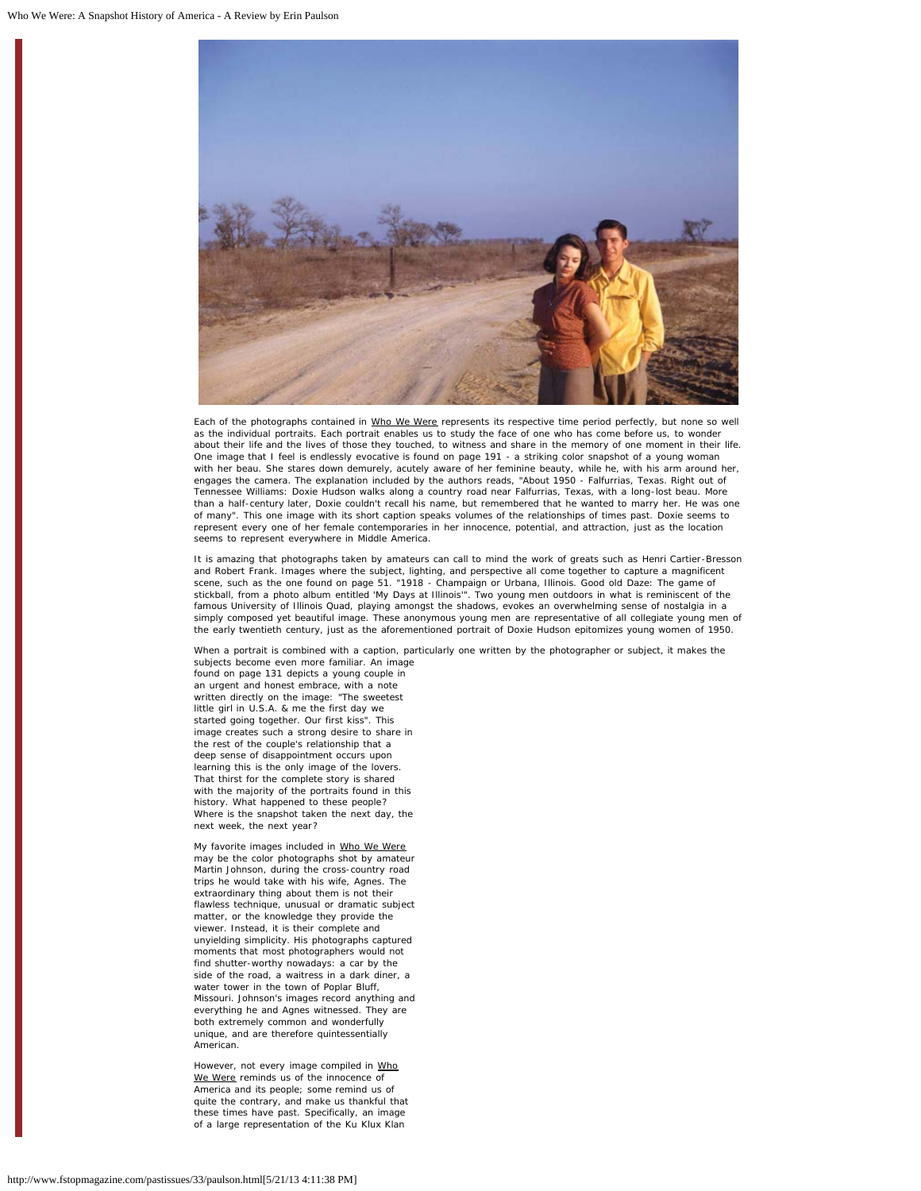Each of the photographs contained in Who We Were represents its respective time period perfectly, but none so well as the individual portraits. Each portrait enables us to study the face of one who has come before us, to wonder about their life and the lives of those they touched, to witness and share in the memory of one moment in their life. One image that I feel is endlessly evocative is found on page 191 - a striking color snapshot of a young woman with her beau. She stares down demurely, acutely aware of her feminine beauty, while he, with his arm around her, engages the camera. The explanation included by the authors reads, "About 1950 - Falfurrias, Texas. Right out of Tennessee Williams: Doxie Hudson walks along a country road near Falfurrias, Texas, with a long-lost beau. More than a half-century later, Doxie couldn't recall his name, but remembered that he wanted to marry her. He was one of many". This one image with its short caption speaks volumes of the relationships of times past. Doxie seems to represent every one of her female contemporaries in her innocence, potential, and attraction, just as the location seems to represent everywhere in Middle America.

It is amazing that photographs taken by amateurs can call to mind the work of greats such as Henri Cartier-Bresson and Robert Frank. Images where the subject, lighting, and perspective all come together to capture a magnificent scene, such as the one found on page 51. "1918 - Champaign or Urbana, Illinois. Good old Daze: The game of stickball, from a photo album entitled 'My Days at Illinois'". Two young men outdoors in what is reminiscent of the famous University of Illinois Quad, playing amongst the shadows, evokes an overwhelming sense of nostalgia in a simply composed yet beautiful image. These anonymous young men are representative of all collegiate young men of the early twentieth century, just as the aforementioned portrait of Doxie Hudson epitomizes young women of 1950.

When a portrait is combined with a caption, particularly one written by the photographer or subject, it makes the subjects become even more familiar. An image found on page 131 depicts a young couple in an urgent and honest embrace, with a note written directly on the image: "The sweetest little girl in U.S.A. & me the first day we started going together. Our first kiss". This image creates such a strong desire to share in the rest of the couple's relationship that a deep sense of disappointment occurs upon learning this is the only image of the lovers. That thirst for the complete story is shared with the majority of the portraits found in this history. What happened to these people? Where is the snapshot taken the next day, the next week, the next year?

My favorite images included in Who We Were may be the color photographs shot by amateur Martin Johnson, during the cross-country road trips he would take with his wife, Agnes. The extraordinary thing about them is not their flawless technique, unusual or dramatic subject matter, or the knowledge they provide the viewer. Instead, it is their complete and unyielding simplicity. His photographs captured moments that most photographers would not find shutter-worthy nowadays: a car by the side of the road, a waitress in a dark diner, a water tower in the town of Poplar Bluff, Missouri. Johnson's images record anything and everything he and Agnes witnessed. They are both extremely common and wonderfully unique, and are therefore quintessentially American.

However, not every image compiled in Who We Were reminds us of the innocence of America and its people; some remind us of quite the contrary, and make us thankful that these times have past. Specifically, an image of a large representation of the Ku Klux Klan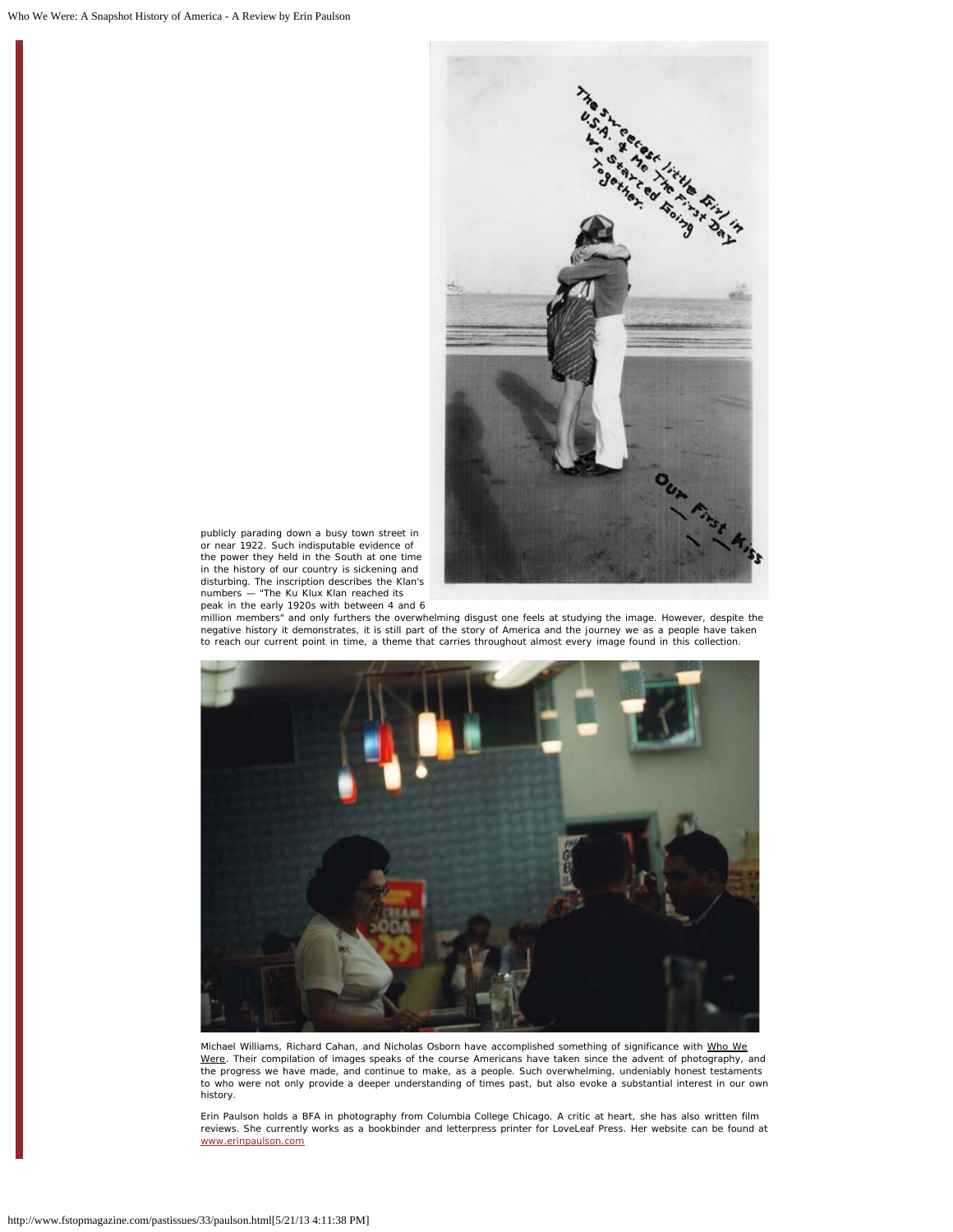publicly parading down a busy town street in or near 1922. Such indisputable evidence of the power they held in the South at one time in the history of our country is sickening and disturbing. The inscription describes the Klan's numbers — "The Ku Klux Klan reached its peak in the early 1920s with between 4 and 6 million members" and only furthers the overwhelming disgust one feels at studying the image. However, despite the negative history it demonstrates, it is still part of the story of America and the journey we as a people have taken to reach our current point in time, a theme that carries throughout almost every image found in this collection.

Michael Williams, Richard Cahan, and Nicholas Osborn have accomplished something of significance with Who We Were. Their compilation of images speaks of the course Americans have taken since the advent of photography, and the progress we have made, and continue to make, as a people. Such overwhelming, undeniably honest testaments to who were not only provide a deeper understanding of times past, but also evoke a substantial interest in our own history.

Erin Paulson holds a BFA in photography from Columbia College Chicago. A critic at heart, she has also written film reviews. She currently works as a bookbinder and letterpress printer for LoveLeaf Press. Her website can be found at www.erinpaulson.com